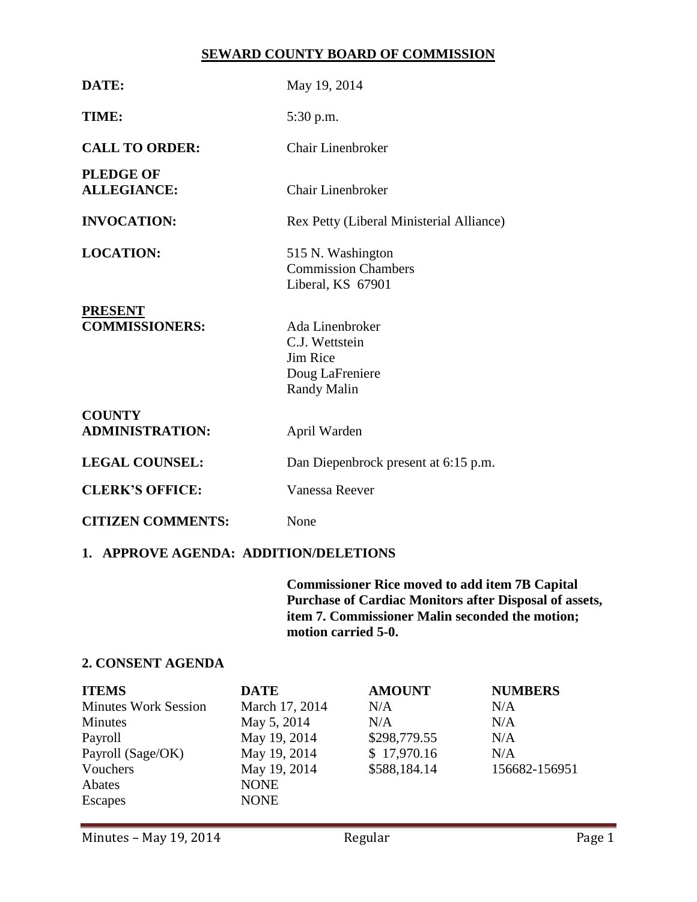# SEWARD COUNTY BOARD OF COMMISSION

**DATE:** May 19, 2014

**TIME:** 5:30 p.m.

**CALL TO ORDER:** Chair Linenbroker

**PLEDGE OF ALLEGIANCE:** Chair Linenbroker

**INVOCATION:** Rex Petty (Liberal Ministerial Alliance)

**LOCATION:** 515 N. Washington  
Commission Chambers  
Liberal, KS 67901

**PRESENT COMMISSIONERS:** Ada Linenbroker  
C.J. Wettstein  
Jim Rice  
Doug LaFreniere  
Randy Malin

**COUNTY ADMINISTRATION:** April Warden

**LEGAL COUNSEL:** Dan Diepenbrock present at 6:15 p.m.

**CLERK'S OFFICE:** Vanessa Reever

**CITIZEN COMMENTS:** None

## 1. APPROVE AGENDA: ADDITION/DELETIONS

**Commissioner Rice moved to add item 7B Capital Purchase of Cardiac Monitors after Disposal of assets, item 7. Commissioner Malin seconded the motion; motion carried 5-0.**

## 2. CONSENT AGENDA

| ITEMS | DATE | AMOUNT | NUMBERS |
|---|---|---|---|
| Minutes Work Session | March 17, 2014 | N/A | N/A |
| Minutes | May 5, 2014 | N/A | N/A |
| Payroll | May 19, 2014 | $298,779.55 | N/A |
| Payroll (Sage/OK) | May 19, 2014 | $ 17,970.16 | N/A |
| Vouchers | May 19, 2014 | $588,184.14 | 156682-156951 |
| Abates | NONE | | |
| Escapes | NONE | | |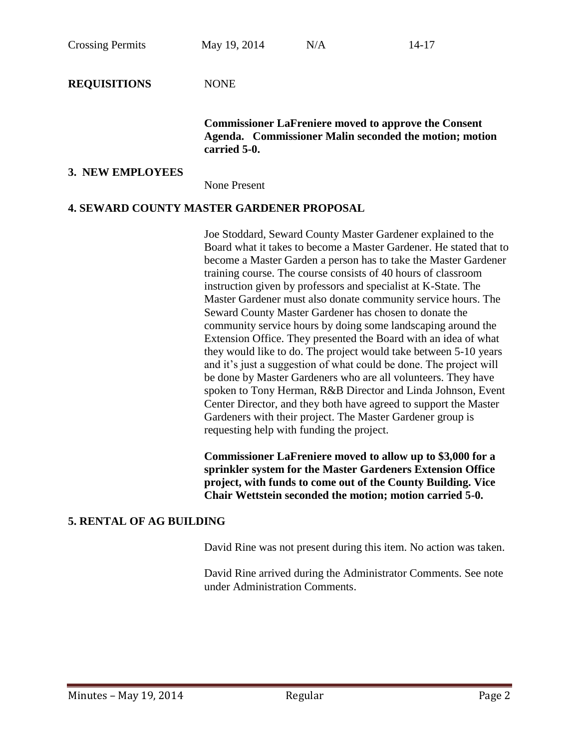| Crossing Permits | May 19, 2014 | N/A | 14-17 |
|---|---|---|---|

**REQUISITIONS** NONE

**Commissioner LaFreniere moved to approve the Consent Agenda. Commissioner Malin seconded the motion; motion carried 5-0.**

## 3. NEW EMPLOYEES

None Present

## 4. SEWARD COUNTY MASTER GARDENER PROPOSAL

Joe Stoddard, Seward County Master Gardener explained to the Board what it takes to become a Master Gardener. He stated that to become a Master Garden a person has to take the Master Gardener training course. The course consists of 40 hours of classroom instruction given by professors and specialist at K-State. The Master Gardener must also donate community service hours. The Seward County Master Gardener has chosen to donate the community service hours by doing some landscaping around the Extension Office. They presented the Board with an idea of what they would like to do. The project would take between 5-10 years and it's just a suggestion of what could be done. The project will be done by Master Gardeners who are all volunteers. They have spoken to Tony Herman, R&B Director and Linda Johnson, Event Center Director, and they both have agreed to support the Master Gardeners with their project. The Master Gardener group is requesting help with funding the project.

**Commissioner LaFreniere moved to allow up to $3,000 for a sprinkler system for the Master Gardeners Extension Office project, with funds to come out of the County Building. Vice Chair Wettstein seconded the motion; motion carried 5-0.**

## 5. RENTAL OF AG BUILDING

David Rine was not present during this item. No action was taken.

David Rine arrived during the Administrator Comments. See note under Administration Comments.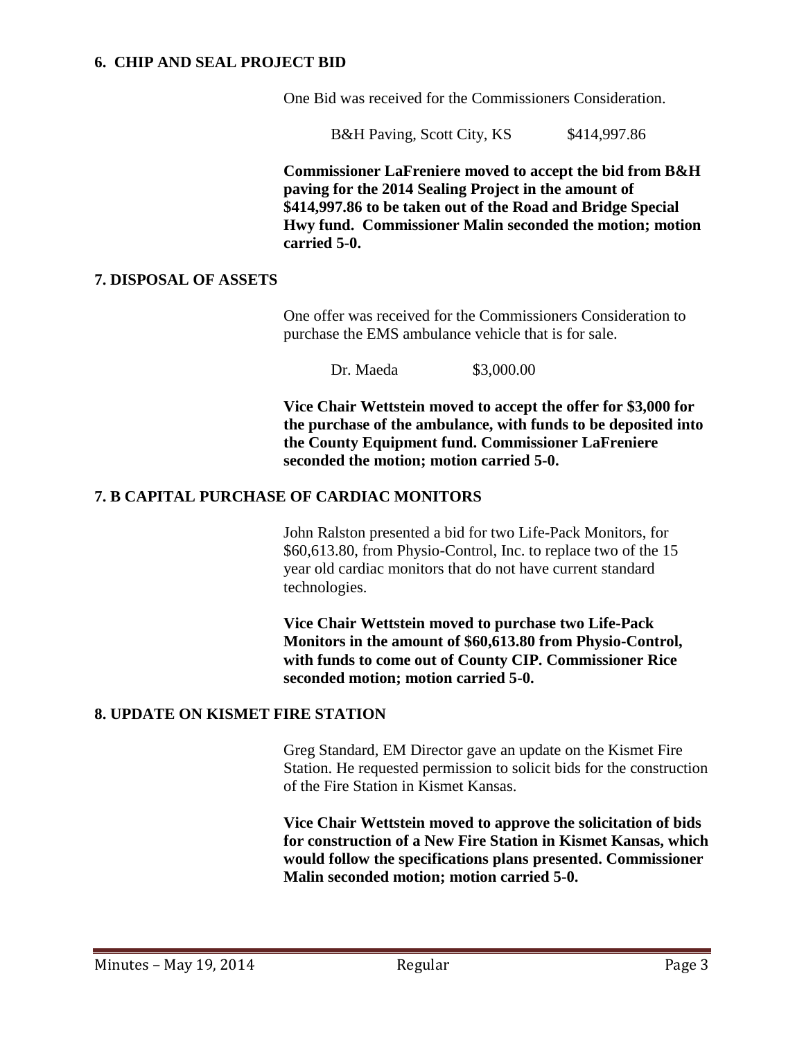## 6. CHIP AND SEAL PROJECT BID

One Bid was received for the Commissioners Consideration.

B&H Paving, Scott City, KS $414,997.86

**Commissioner LaFreniere moved to accept the bid from B&H paving for the 2014 Sealing Project in the amount of $414,997.86 to be taken out of the Road and Bridge Special Hwy fund. Commissioner Malin seconded the motion; motion carried 5-0.**

## 7. DISPOSAL OF ASSETS

One offer was received for the Commissioners Consideration to purchase the EMS ambulance vehicle that is for sale.

Dr. Maeda $3,000.00

**Vice Chair Wettstein moved to accept the offer for $3,000 for the purchase of the ambulance, with funds to be deposited into the County Equipment fund. Commissioner LaFreniere seconded the motion; motion carried 5-0.**

## 7. B CAPITAL PURCHASE OF CARDIAC MONITORS

John Ralston presented a bid for two Life-Pack Monitors, for $60,613.80, from Physio-Control, Inc. to replace two of the 15 year old cardiac monitors that do not have current standard technologies.

**Vice Chair Wettstein moved to purchase two Life-Pack Monitors in the amount of $60,613.80 from Physio-Control, with funds to come out of County CIP. Commissioner Rice seconded motion; motion carried 5-0.**

## 8. UPDATE ON KISMET FIRE STATION

Greg Standard, EM Director gave an update on the Kismet Fire Station. He requested permission to solicit bids for the construction of the Fire Station in Kismet Kansas.

**Vice Chair Wettstein moved to approve the solicitation of bids for construction of a New Fire Station in Kismet Kansas, which would follow the specifications plans presented. Commissioner Malin seconded motion; motion carried 5-0.**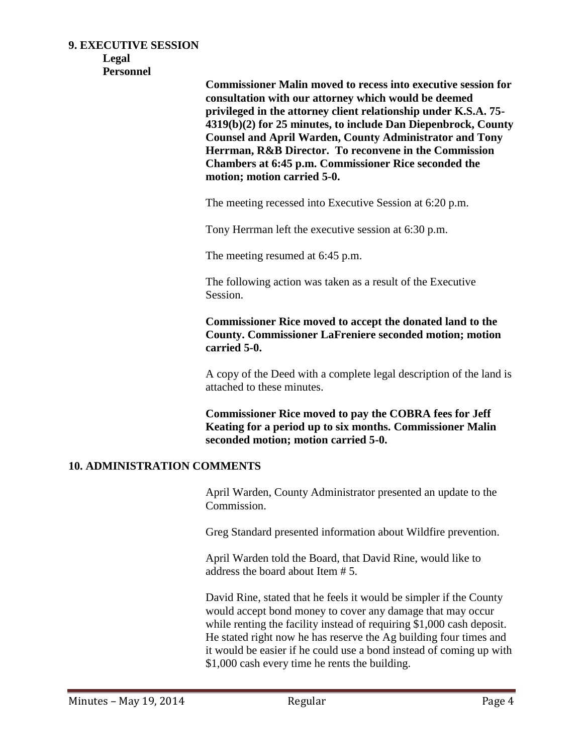## 9. EXECUTIVE SESSION

**Legal**

**Personnel**

**Commissioner Malin moved to recess into executive session for consultation with our attorney which would be deemed privileged in the attorney client relationship under K.S.A. 75-4319(b)(2) for 25 minutes, to include Dan Diepenbrock, County Counsel and April Warden, County Administrator and Tony Herrman, R&B Director. To reconvene in the Commission Chambers at 6:45 p.m. Commissioner Rice seconded the motion; motion carried 5-0.**

The meeting recessed into Executive Session at 6:20 p.m.

Tony Herrman left the executive session at 6:30 p.m.

The meeting resumed at 6:45 p.m.

The following action was taken as a result of the Executive Session.

**Commissioner Rice moved to accept the donated land to the County. Commissioner LaFreniere seconded motion; motion carried 5-0.**

A copy of the Deed with a complete legal description of the land is attached to these minutes.

**Commissioner Rice moved to pay the COBRA fees for Jeff Keating for a period up to six months. Commissioner Malin seconded motion; motion carried 5-0.**

## 10. ADMINISTRATION COMMENTS

April Warden, County Administrator presented an update to the Commission.

Greg Standard presented information about Wildfire prevention.

April Warden told the Board, that David Rine, would like to address the board about Item # 5.

David Rine, stated that he feels it would be simpler if the County would accept bond money to cover any damage that may occur while renting the facility instead of requiring $1,000 cash deposit. He stated right now he has reserve the Ag building four times and it would be easier if he could use a bond instead of coming up with $1,000 cash every time he rents the building.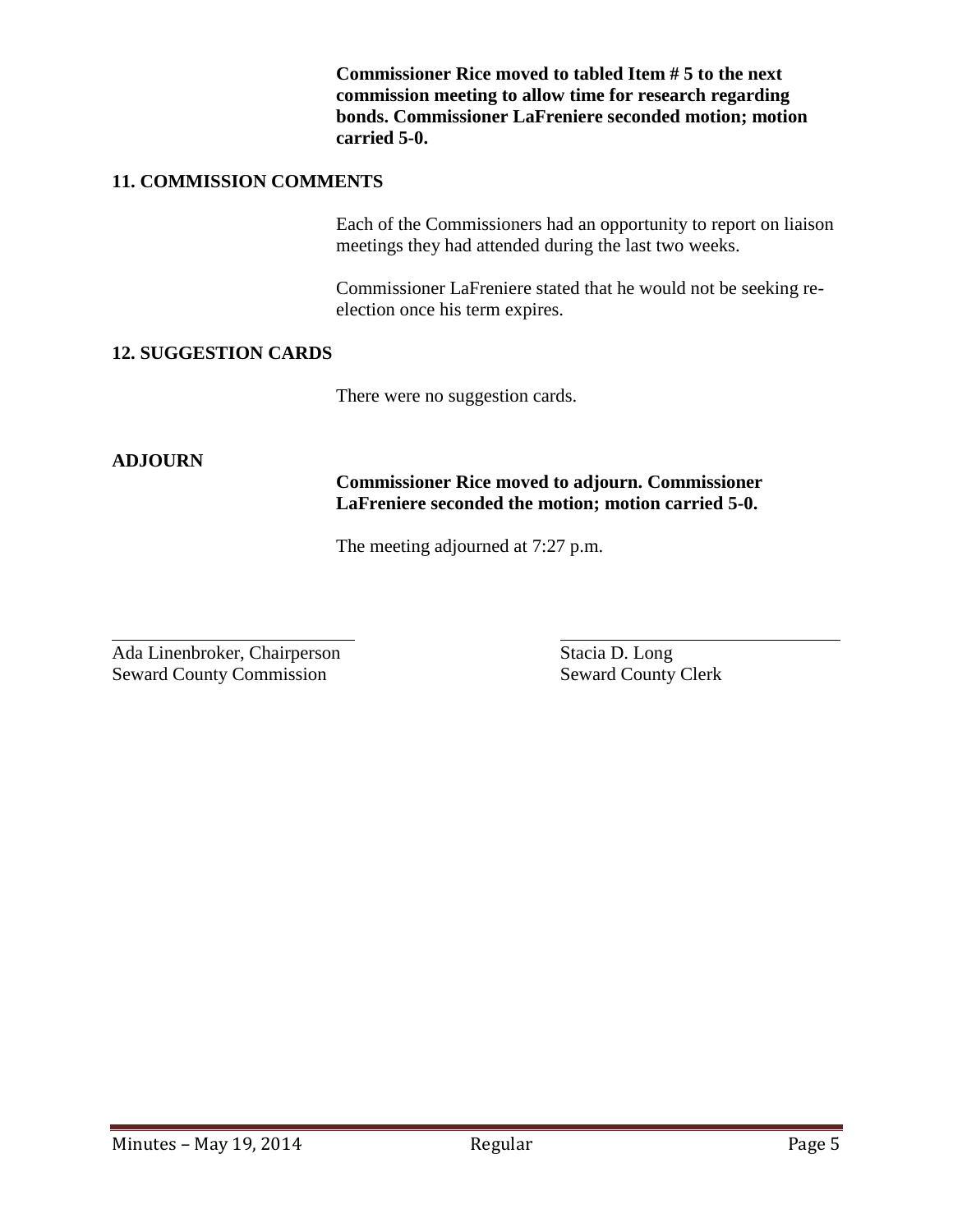**Commissioner Rice moved to tabled Item # 5 to the next commission meeting to allow time for research regarding bonds. Commissioner LaFreniere seconded motion; motion carried 5-0.**

## 11. COMMISSION COMMENTS

Each of the Commissioners had an opportunity to report on liaison meetings they had attended during the last two weeks.

Commissioner LaFreniere stated that he would not be seeking re-election once his term expires.

## 12. SUGGESTION CARDS

There were no suggestion cards.

## ADJOURN

**Commissioner Rice moved to adjourn. Commissioner LaFreniere seconded the motion; motion carried 5-0.**

The meeting adjourned at 7:27 p.m.

| | |
|---|---|
| Ada Linenbroker, Chairperson | Stacia D. Long |
| Seward County Commission | Seward County Clerk |